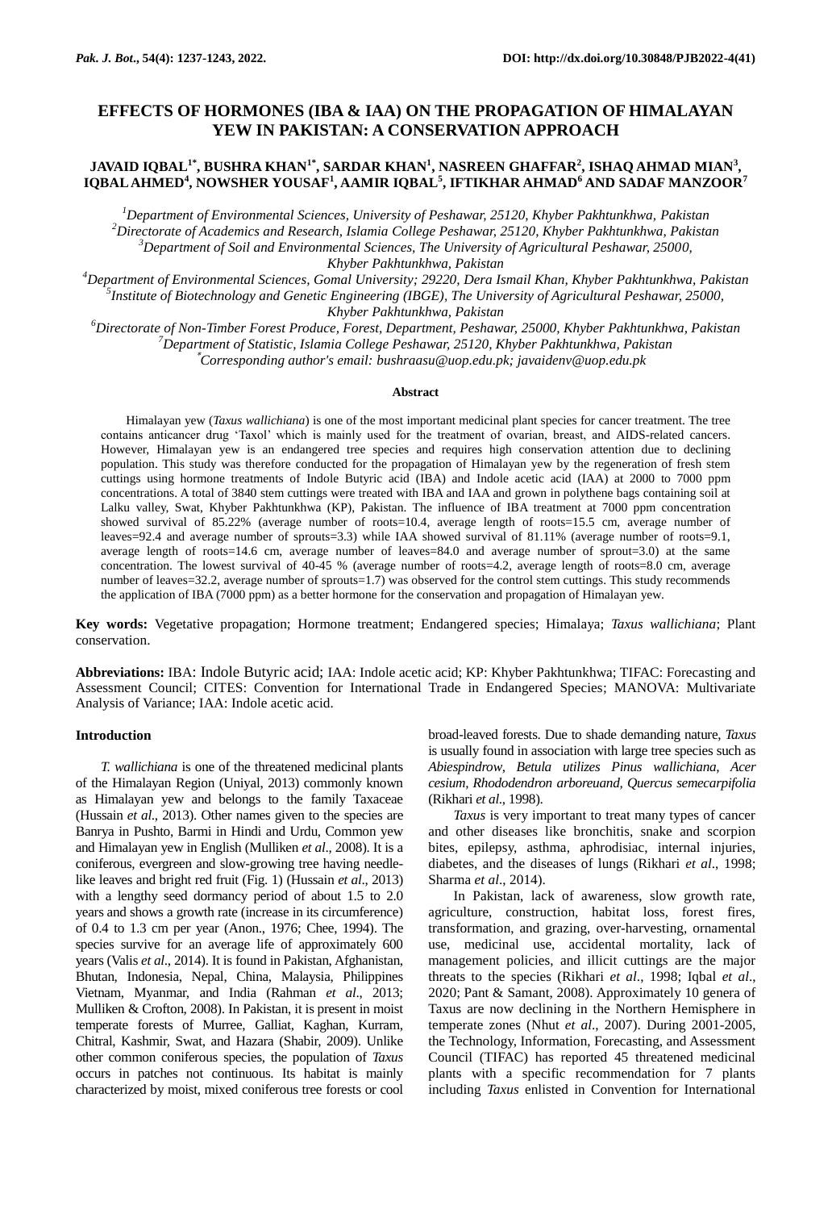# EFFECTS OF HORMONES (IBA & IAA) ON THE PROPAGATION OF HIMALAYAN YEW IN PAKISTAN: A CONSERVATION APPROACH

**JAVAID IQBAL[1*], BUSHRA KHAN[1*], SARDAR KHAN[1], NASREEN GHAFFAR[2], ISHAQ AHMAD MIAN[3], IQBAL AHMED[4], NOWSHER YOUSAF[1], AAMIR IQBAL[5], IFTIKHAR AHMAD[6] AND SADAF MANZOOR[7]**

*[1]Department of Environmental Sciences, University of Peshawar, 25120, Khyber Pakhtunkhwa, Pakistan*
*[2]Directorate of Academics and Research, Islamia College Peshawar, 25120, Khyber Pakhtunkhwa, Pakistan*
*[3]Department of Soil and Environmental Sciences, The University of Agricultural Peshawar, 25000, Khyber Pakhtunkhwa, Pakistan*
*[4]Department of Environmental Sciences, Gomal University; 29220, Dera Ismail Khan, Khyber Pakhtunkhwa, Pakistan*
*[5]Institute of Biotechnology and Genetic Engineering (IBGE), The University of Agricultural Peshawar, 25000, Khyber Pakhtunkhwa, Pakistan*
*[6]Directorate of Non-Timber Forest Produce, Forest, Department, Peshawar, 25000, Khyber Pakhtunkhwa, Pakistan*
*[7]Department of Statistic, Islamia College Peshawar, 25120, Khyber Pakhtunkhwa, Pakistan*
*[*]Corresponding author's email: bushraasu@uop.edu.pk; javaidenv@uop.edu.pk*

## Abstract

Himalayan yew (*Taxus wallichiana*) is one of the most important medicinal plant species for cancer treatment. The tree contains anticancer drug 'Taxol' which is mainly used for the treatment of ovarian, breast, and AIDS-related cancers. However, Himalayan yew is an endangered tree species and requires high conservation attention due to declining population. This study was therefore conducted for the propagation of Himalayan yew by the regeneration of fresh stem cuttings using hormone treatments of Indole Butyric acid (IBA) and Indole acetic acid (IAA) at 2000 to 7000 ppm concentrations. A total of 3840 stem cuttings were treated with IBA and IAA and grown in polythene bags containing soil at Lalku valley, Swat, Khyber Pakhtunkhwa (KP), Pakistan. The influence of IBA treatment at 7000 ppm concentration showed survival of 85.22% (average number of roots=10.4, average length of roots=15.5 cm, average number of leaves=92.4 and average number of sprouts=3.3) while IAA showed survival of 81.11% (average number of roots=9.1, average length of roots=14.6 cm, average number of leaves=84.0 and average number of sprout=3.0) at the same concentration. The lowest survival of 40-45 % (average number of roots=4.2, average length of roots=8.0 cm, average number of leaves=32.2, average number of sprouts=1.7) was observed for the control stem cuttings. This study recommends the application of IBA (7000 ppm) as a better hormone for the conservation and propagation of Himalayan yew.

**Key words:** Vegetative propagation; Hormone treatment; Endangered species; Himalaya; *Taxus wallichiana*; Plant conservation.

**Abbreviations:** IBA: Indole Butyric acid; IAA: Indole acetic acid; KP: Khyber Pakhtunkhwa; TIFAC: Forecasting and Assessment Council; CITES: Convention for International Trade in Endangered Species; MANOVA: Multivariate Analysis of Variance; IAA: Indole acetic acid.

## Introduction

*T. wallichiana* is one of the threatened medicinal plants of the Himalayan Region (Uniyal, 2013) commonly known as Himalayan yew and belongs to the family Taxaceae (Hussain *et al*., 2013). Other names given to the species are Banrya in Pushto, Barmi in Hindi and Urdu, Common yew and Himalayan yew in English (Mulliken *et al*., 2008). It is a coniferous, evergreen and slow-growing tree having needle-like leaves and bright red fruit (Fig. 1) (Hussain *et al*., 2013) with a lengthy seed dormancy period of about 1.5 to 2.0 years and shows a growth rate (increase in its circumference) of 0.4 to 1.3 cm per year (Anon., 1976; Chee, 1994). The species survive for an average life of approximately 600 years (Valis *et al*., 2014). It is found in Pakistan, Afghanistan, Bhutan, Indonesia, Nepal, China, Malaysia, Philippines Vietnam, Myanmar, and India (Rahman *et al*., 2013; Mulliken & Crofton, 2008). In Pakistan, it is present in moist temperate forests of Murree, Galliat, Kaghan, Kurram, Chitral, Kashmir, Swat, and Hazara (Shabir, 2009). Unlike other common coniferous species, the population of *Taxus* occurs in patches not continuous. Its habitat is mainly characterized by moist, mixed coniferous tree forests or cool broad-leaved forests. Due to shade demanding nature, *Taxus* is usually found in association with large tree species such as *Abiespindrow, Betula utilizes Pinus wallichiana, Acer cesium, Rhododendron arboreuand, Quercus semecarpifolia* (Rikhari *et al*., 1998).

*Taxus* is very important to treat many types of cancer and other diseases like bronchitis, snake and scorpion bites, epilepsy, asthma, aphrodisiac, internal injuries, diabetes, and the diseases of lungs (Rikhari *et al*., 1998; Sharma *et al*., 2014).

In Pakistan, lack of awareness, slow growth rate, agriculture, construction, habitat loss, forest fires, transformation, and grazing, over-harvesting, ornamental use, medicinal use, accidental mortality, lack of management policies, and illicit cuttings are the major threats to the species (Rikhari *et al*., 1998; Iqbal *et al*., 2020; Pant & Samant, 2008). Approximately 10 genera of Taxus are now declining in the Northern Hemisphere in temperate zones (Nhut *et al*., 2007). During 2001-2005, the Technology, Information, Forecasting, and Assessment Council (TIFAC) has reported 45 threatened medicinal plants with a specific recommendation for 7 plants including *Taxus* enlisted in Convention for International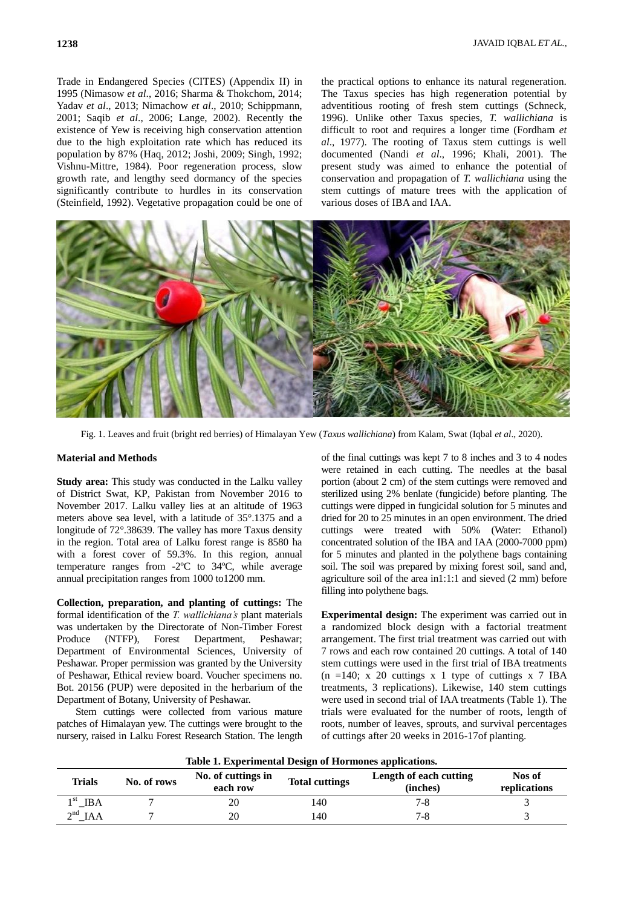Trade in Endangered Species (CITES) (Appendix II) in 1995 (Nimasow *et al*., 2016; Sharma & Thokchom, 2014; Yadav *et al*., 2013; Nimachow *et al*., 2010; Schippmann, 2001; Saqib *et al*., 2006; Lange, 2002). Recently the existence of Yew is receiving high conservation attention due to the high exploitation rate which has reduced its population by 87% (Haq, 2012; Joshi, 2009; Singh, 1992; Vishnu-Mittre, 1984). Poor regeneration process, slow growth rate, and lengthy seed dormancy of the species significantly contribute to hurdles in its conservation (Steinfield, 1992). Vegetative propagation could be one of the practical options to enhance its natural regeneration. The Taxus species has high regeneration potential by adventitious rooting of fresh stem cuttings (Schneck, 1996). Unlike other Taxus species, *T. wallichiana* is difficult to root and requires a longer time (Fordham *et al*., 1977). The rooting of Taxus stem cuttings is well documented (Nandi *et al*., 1996; Khali, 2001). The present study was aimed to enhance the potential of conservation and propagation of *T. wallichiana* using the stem cuttings of mature trees with the application of various doses of IBA and IAA.

Fig. 1. Leaves and fruit (bright red berries) of Himalayan Yew (*Taxus wallichiana*) from Kalam, Swat (Iqbal *et al*., 2020).

## Material and Methods

**Study area:** This study was conducted in the Lalku valley of District Swat, KP, Pakistan from November 2016 to November 2017. Lalku valley lies at an altitude of 1963 meters above sea level, with a latitude of 35°.1375 and a longitude of 72°.38639. The valley has more Taxus density in the region. Total area of Lalku forest range is 8580 ha with a forest cover of 59.3%. In this region, annual temperature ranges from -2ºC to 34ºC, while average annual precipitation ranges from 1000 to1200 mm.

**Collection, preparation, and planting of cuttings:** The formal identification of the *T. wallichiana's* plant materials was undertaken by the Directorate of Non-Timber Forest Produce (NTFP), Forest Department, Peshawar; Department of Environmental Sciences, University of Peshawar. Proper permission was granted by the University of Peshawar, Ethical review board. Voucher specimens no. Bot. 20156 (PUP) were deposited in the herbarium of the Department of Botany, University of Peshawar.

Stem cuttings were collected from various mature patches of Himalayan yew. The cuttings were brought to the nursery, raised in Lalku Forest Research Station. The length of the final cuttings was kept 7 to 8 inches and 3 to 4 nodes were retained in each cutting. The needles at the basal portion (about 2 cm) of the stem cuttings were removed and sterilized using 2% benlate (fungicide) before planting. The cuttings were dipped in fungicidal solution for 5 minutes and dried for 20 to 25 minutes in an open environment. The dried cuttings were treated with 50% (Water: Ethanol) concentrated solution of the IBA and IAA (2000-7000 ppm) for 5 minutes and planted in the polythene bags containing soil. The soil was prepared by mixing forest soil, sand and, agriculture soil of the area in1:1:1 and sieved (2 mm) before filling into polythene bags.

**Experimental design:** The experiment was carried out in a randomized block design with a factorial treatment arrangement. The first trial treatment was carried out with 7 rows and each row contained 20 cuttings. A total of 140 stem cuttings were used in the first trial of IBA treatments (n =140; x 20 cuttings x 1 type of cuttings x 7 IBA treatments, 3 replications). Likewise, 140 stem cuttings were used in second trial of IAA treatments (Table 1). The trials were evaluated for the number of roots, length of roots, number of leaves, sprouts, and survival percentages of cuttings after 20 weeks in 2016-17of planting.

**Table 1. Experimental Design of Hormones applications.**

| Trials | No. of rows | No. of cuttings in each row | Total cuttings | Length of each cutting (inches) | Nos of replications |
|---|---|---|---|---|---|
| 1st_IBA | 7 | 20 | 140 | 7-8 | 3 |
| 2nd_IAA | 7 | 20 | 140 | 7-8 | 3 |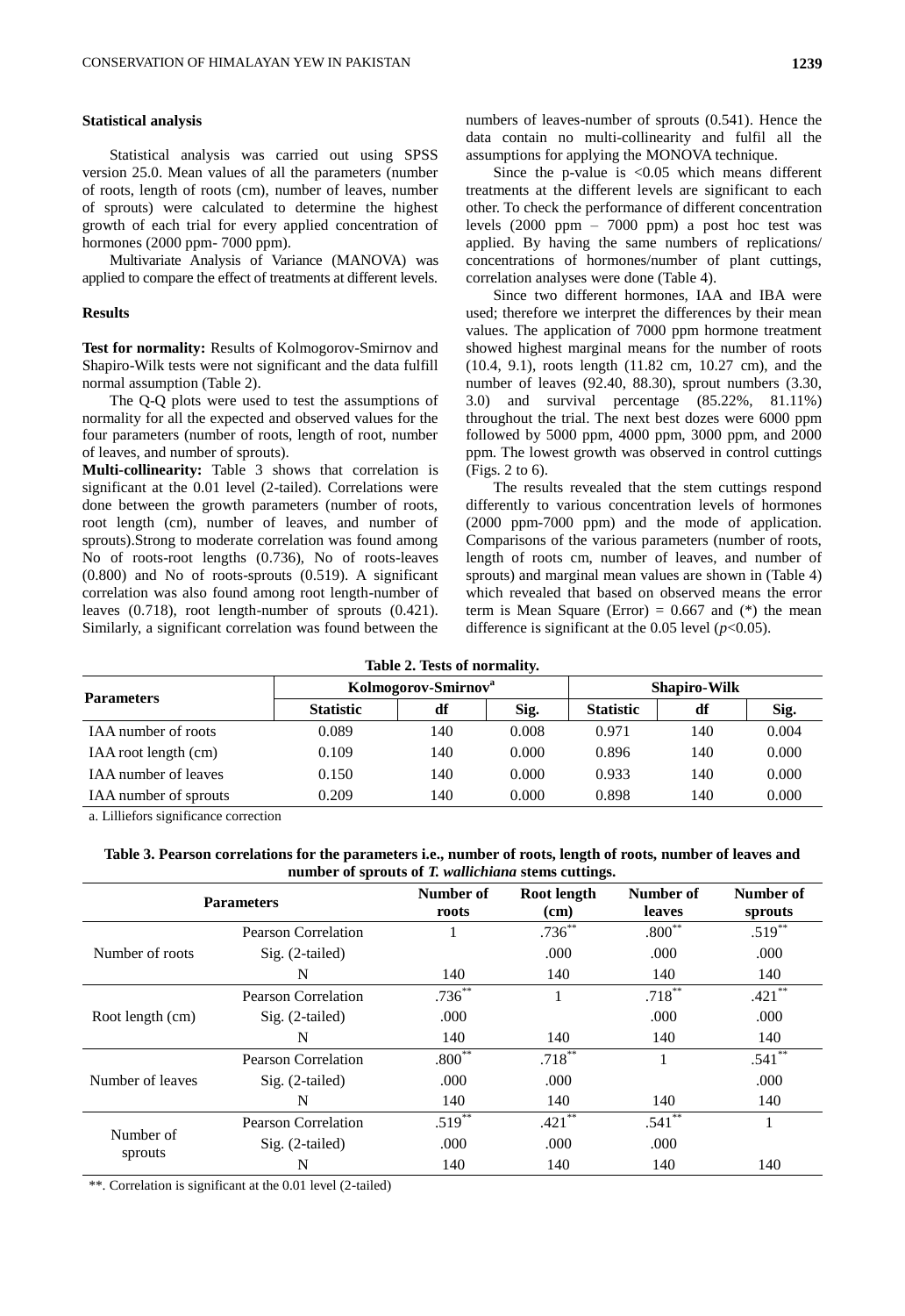### Statistical analysis

Statistical analysis was carried out using SPSS version 25.0. Mean values of all the parameters (number of roots, length of roots (cm), number of leaves, number of sprouts) were calculated to determine the highest growth of each trial for every applied concentration of hormones (2000 ppm- 7000 ppm).

Multivariate Analysis of Variance (MANOVA) was applied to compare the effect of treatments at different levels.

### Results

**Test for normality:** Results of Kolmogorov-Smirnov and Shapiro-Wilk tests were not significant and the data fulfill normal assumption (Table 2).

The Q-Q plots were used to test the assumptions of normality for all the expected and observed values for the four parameters (number of roots, length of root, number of leaves, and number of sprouts).

**Multi-collinearity:** Table 3 shows that correlation is significant at the 0.01 level (2-tailed). Correlations were done between the growth parameters (number of roots, root length (cm), number of leaves, and number of sprouts).Strong to moderate correlation was found among No of roots-root lengths (0.736), No of roots-leaves (0.800) and No of roots-sprouts (0.519). A significant correlation was also found among root length-number of leaves (0.718), root length-number of sprouts (0.421). Similarly, a significant correlation was found between the numbers of leaves-number of sprouts (0.541). Hence the data contain no multi-collinearity and fulfil all the assumptions for applying the MONOVA technique.

Since the p-value is <0.05 which means different treatments at the different levels are significant to each other. To check the performance of different concentration levels (2000 ppm – 7000 ppm) a post hoc test was applied. By having the same numbers of replications/ concentrations of hormones/number of plant cuttings, correlation analyses were done (Table 4).

Since two different hormones, IAA and IBA were used; therefore we interpret the differences by their mean values. The application of 7000 ppm hormone treatment showed highest marginal means for the number of roots (10.4, 9.1), roots length (11.82 cm, 10.27 cm), and the number of leaves (92.40, 88.30), sprout numbers (3.30, 3.0) and survival percentage (85.22%, 81.11%) throughout the trial. The next best dozes were 6000 ppm followed by 5000 ppm, 4000 ppm, 3000 ppm, and 2000 ppm. The lowest growth was observed in control cuttings (Figs. 2 to 6).

The results revealed that the stem cuttings respond differently to various concentration levels of hormones (2000 ppm-7000 ppm) and the mode of application. Comparisons of the various parameters (number of roots, length of roots cm, number of leaves, and number of sprouts) and marginal mean values are shown in (Table 4) which revealed that based on observed means the error term is Mean Square (Error) = 0.667 and (*) the mean difference is significant at the 0.05 level ($p$<0.05).

**Table 2. Tests of normality.**

| Parameters | Kolmogorov-Smirnov[a] | | | Shapiro-Wilk | | |
|---|---|---|---|---|---|---|
| | Statistic | df | Sig. | Statistic | df | Sig. |
| IAA number of roots | 0.089 | 140 | 0.008 | 0.971 | 140 | 0.004 |
| IAA root length (cm) | 0.109 | 140 | 0.000 | 0.896 | 140 | 0.000 |
| IAA number of leaves | 0.150 | 140 | 0.000 | 0.933 | 140 | 0.000 |
| IAA number of sprouts | 0.209 | 140 | 0.000 | 0.898 | 140 | 0.000 |

a. Lilliefors significance correction

**Table 3. Pearson correlations for the parameters i.e., number of roots, length of roots, number of leaves and number of sprouts of *T. wallichiana* stems cuttings.**

| Parameters | | Number of roots | Root length (cm) | Number of leaves | Number of sprouts |
|---|---|---|---|---|---|
| Number of roots | Pearson Correlation | 1 | .736** | .800** | .519** |
| | Sig. (2-tailed) | | .000 | .000 | .000 |
| | N | 140 | 140 | 140 | 140 |
| Root length (cm) | Pearson Correlation | .736** | 1 | .718** | .421** |
| | Sig. (2-tailed) | .000 | | .000 | .000 |
| | N | 140 | 140 | 140 | 140 |
| Number of leaves | Pearson Correlation | .800** | .718** | 1 | .541** |
| | Sig. (2-tailed) | .000 | .000 | | .000 |
| | N | 140 | 140 | 140 | 140 |
| Number of sprouts | Pearson Correlation | .519** | .421** | .541** | 1 |
| | Sig. (2-tailed) | .000 | .000 | .000 | |
| | N | 140 | 140 | 140 | 140 |

**. Correlation is significant at the 0.01 level (2-tailed)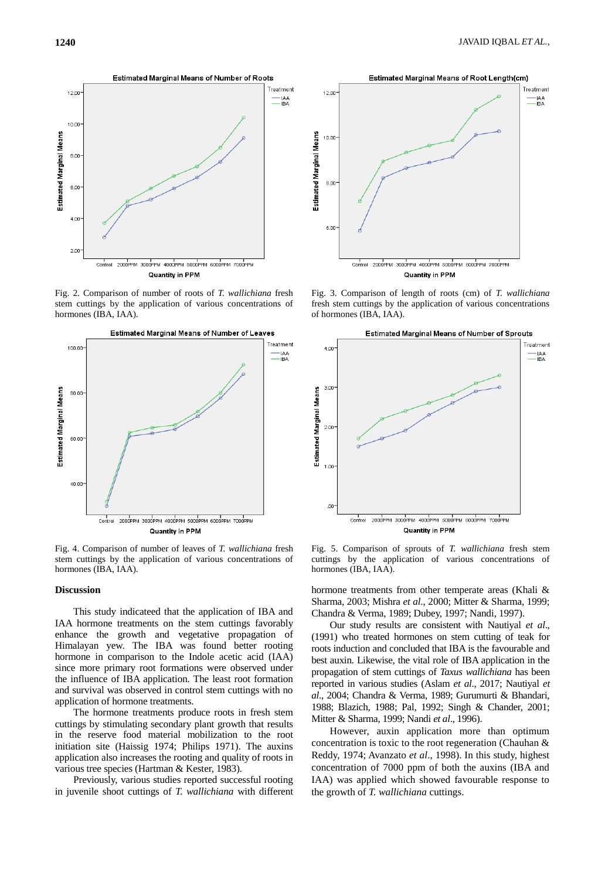Fig. 2. Comparison of number of roots of *T. wallichiana* fresh stem cuttings by the application of various concentrations of hormones (IBA, IAA).

Fig. 3. Comparison of length of roots (cm) of *T. wallichiana* fresh stem cuttings by the application of various concentrations of hormones (IBA, IAA).

Fig. 4. Comparison of number of leaves of *T. wallichiana* fresh stem cuttings by the application of various concentrations of hormones (IBA, IAA).

Fig. 5. Comparison of sprouts of *T. wallichiana* fresh stem cuttings by the application of various concentrations of hormones (IBA, IAA).

## Discussion

This study indicateed that the application of IBA and IAA hormone treatments on the stem cuttings favorably enhance the growth and vegetative propagation of Himalayan yew. The IBA was found better rooting hormone in comparison to the Indole acetic acid (IAA) since more primary root formations were observed under the influence of IBA application. The least root formation and survival was observed in control stem cuttings with no application of hormone treatments.

The hormone treatments produce roots in fresh stem cuttings by stimulating secondary plant growth that results in the reserve food material mobilization to the root initiation site (Haissig 1974; Philips 1971). The auxins application also increases the rooting and quality of roots in various tree species (Hartman & Kester, 1983).

Previously, various studies reported successful rooting in juvenile shoot cuttings of *T. wallichiana* with different hormone treatments from other temperate areas (Khali & Sharma, 2003; Mishra *et al.*, 2000; Mitter & Sharma, 1999; Chandra & Verma, 1989; Dubey, 1997; Nandi, 1997).

Our study results are consistent with Nautiyal *et al*., (1991) who treated hormones on stem cutting of teak for roots induction and concluded that IBA is the favourable and best auxin. Likewise, the vital role of IBA application in the propagation of stem cuttings of *Taxus wallichiana* has been reported in various studies (Aslam *et al*., 2017; Nautiyal *et al*., 2004; Chandra & Verma, 1989; Gurumurti & Bhandari, 1988; Blazich, 1988; Pal, 1992; Singh & Chander, 2001; Mitter & Sharma, 1999; Nandi *et al*., 1996).

However, auxin application more than optimum concentration is toxic to the root regeneration (Chauhan & Reddy, 1974; Avanzato *et al*., 1998). In this study, highest concentration of 7000 ppm of both the auxins (IBA and IAA) was applied which showed favourable response to the growth of *T. wallichiana* cuttings.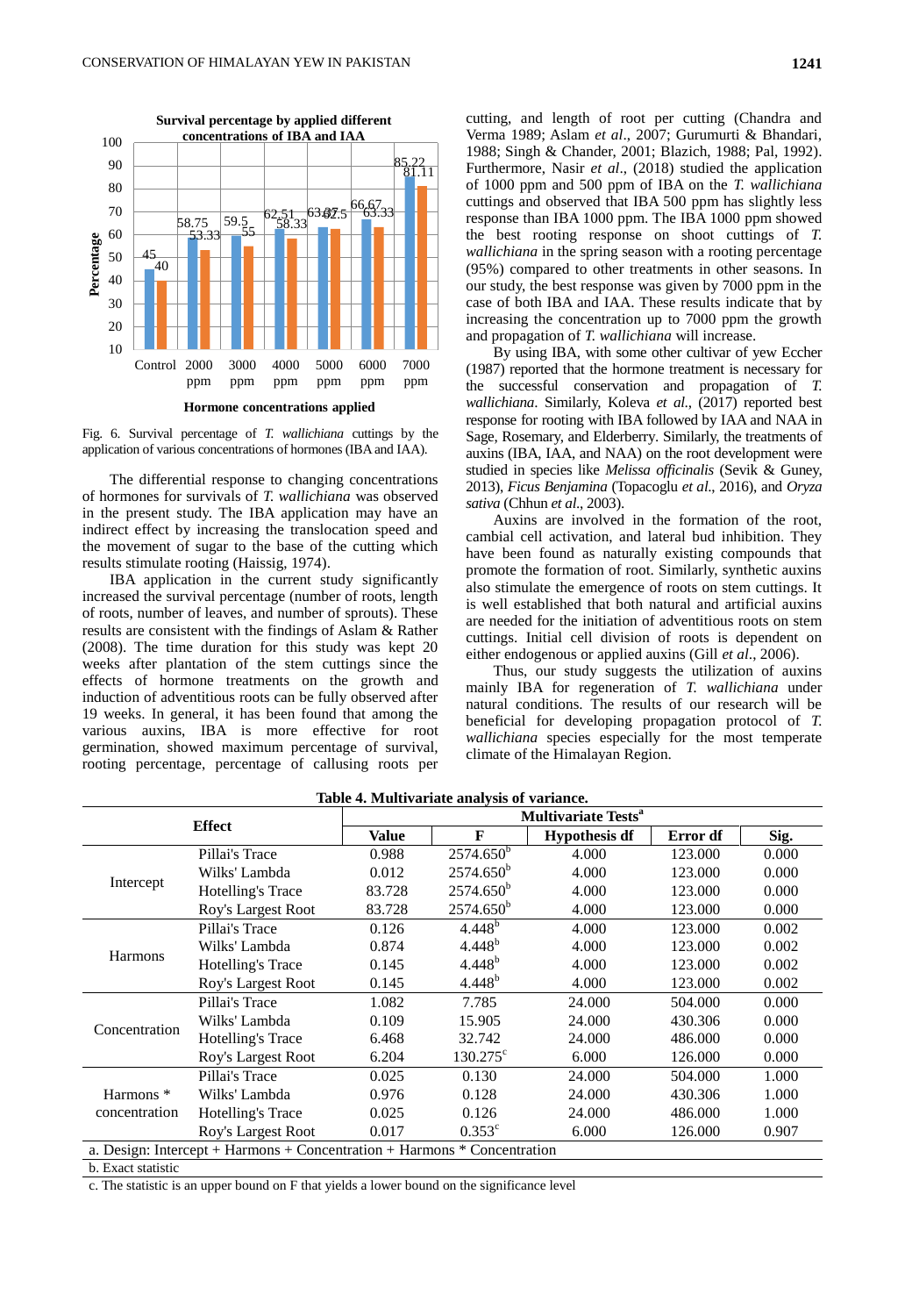Fig. 6. Survival percentage of *T. wallichiana* cuttings by the application of various concentrations of hormones (IBA and IAA).

The differential response to changing concentrations of hormones for survivals of *T. wallichiana* was observed in the present study. The IBA application may have an indirect effect by increasing the translocation speed and the movement of sugar to the base of the cutting which results stimulate rooting (Haissig, 1974).

IBA application in the current study significantly increased the survival percentage (number of roots, length of roots, number of leaves, and number of sprouts). These results are consistent with the findings of Aslam & Rather (2008). The time duration for this study was kept 20 weeks after plantation of the stem cuttings since the effects of hormone treatments on the growth and induction of adventitious roots can be fully observed after 19 weeks. In general, it has been found that among the various auxins, IBA is more effective for root germination, showed maximum percentage of survival, rooting percentage, percentage of callusing roots per cutting, and length of root per cutting (Chandra and Verma 1989; Aslam *et al*., 2007; Gurumurti & Bhandari, 1988; Singh & Chander, 2001; Blazich, 1988; Pal, 1992). Furthermore, Nasir *et al*., (2018) studied the application of 1000 ppm and 500 ppm of IBA on the *T. wallichiana* cuttings and observed that IBA 500 ppm has slightly less response than IBA 1000 ppm. The IBA 1000 ppm showed the best rooting response on shoot cuttings of *T. wallichiana* in the spring season with a rooting percentage (95%) compared to other treatments in other seasons. In our study, the best response was given by 7000 ppm in the case of both IBA and IAA. These results indicate that by increasing the concentration up to 7000 ppm the growth and propagation of *T. wallichiana* will increase.

By using IBA, with some other cultivar of yew Eccher (1987) reported that the hormone treatment is necessary for the successful conservation and propagation of *T. wallichiana*. Similarly, Koleva *et al*., (2017) reported best response for rooting with IBA followed by IAA and NAA in Sage, Rosemary, and Elderberry. Similarly, the treatments of auxins (IBA, IAA, and NAA) on the root development were studied in species like *Melissa officinalis* (Sevik & Guney, 2013), *Ficus Benjamina* (Topacoglu *et al*., 2016), and *Oryza sativa* (Chhun *et al*., 2003).

Auxins are involved in the formation of the root, cambial cell activation, and lateral bud inhibition. They have been found as naturally existing compounds that promote the formation of root. Similarly, synthetic auxins also stimulate the emergence of roots on stem cuttings. It is well established that both natural and artificial auxins are needed for the initiation of adventitious roots on stem cuttings. Initial cell division of roots is dependent on either endogenous or applied auxins (Gill *et al*., 2006).

Thus, our study suggests the utilization of auxins mainly IBA for regeneration of *T. wallichiana* under natural conditions. The results of our research will be beneficial for developing propagation protocol of *T. wallichiana* species especially for the most temperate climate of the Himalayan Region.

**Table 4. Multivariate analysis of variance.**

| Effect | | Multivariate Tests[a] | | | | |
|---|---|---|---|---|---|---|
| | | Value | F | Hypothesis df | Error df | Sig. |
| Intercept | Pillai's Trace | 0.988 | 2574.650[b] | 4.000 | 123.000 | 0.000 |
| | Wilks' Lambda | 0.012 | 2574.650[b] | 4.000 | 123.000 | 0.000 |
| | Hotelling's Trace | 83.728 | 2574.650[b] | 4.000 | 123.000 | 0.000 |
| | Roy's Largest Root | 83.728 | 2574.650[b] | 4.000 | 123.000 | 0.000 |
| Harmons | Pillai's Trace | 0.126 | 4.448[b] | 4.000 | 123.000 | 0.002 |
| | Wilks' Lambda | 0.874 | 4.448[b] | 4.000 | 123.000 | 0.002 |
| | Hotelling's Trace | 0.145 | 4.448[b] | 4.000 | 123.000 | 0.002 |
| | Roy's Largest Root | 0.145 | 4.448[b] | 4.000 | 123.000 | 0.002 |
| Concentration | Pillai's Trace | 1.082 | 7.785 | 24.000 | 504.000 | 0.000 |
| | Wilks' Lambda | 0.109 | 15.905 | 24.000 | 430.306 | 0.000 |
| | Hotelling's Trace | 6.468 | 32.742 | 24.000 | 486.000 | 0.000 |
| | Roy's Largest Root | 6.204 | 130.275[c] | 6.000 | 126.000 | 0.000 |
| Harmons * concentration | Pillai's Trace | 0.025 | 0.130 | 24.000 | 504.000 | 1.000 |
| | Wilks' Lambda | 0.976 | 0.128 | 24.000 | 430.306 | 1.000 |
| | Hotelling's Trace | 0.025 | 0.126 | 24.000 | 486.000 | 1.000 |
| | Roy's Largest Root | 0.017 | 0.353[c] | 6.000 | 126.000 | 0.907 |

a. Design: Intercept + Harmons + Concentration + Harmons * Concentration

b. Exact statistic

c. The statistic is an upper bound on F that yields a lower bound on the significance level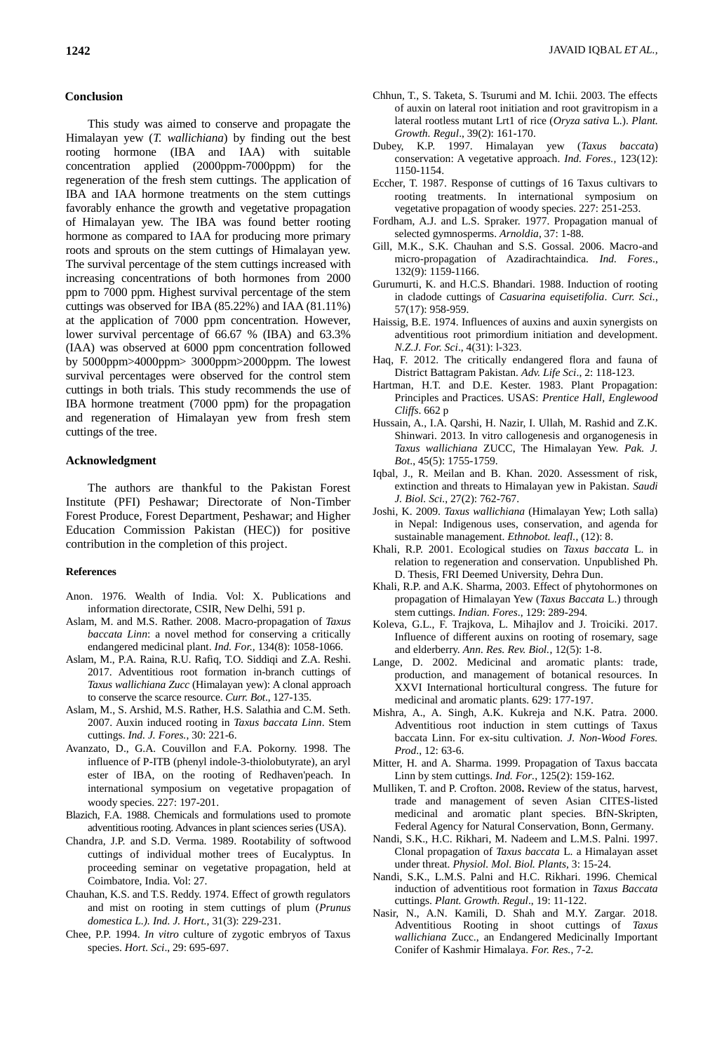## Conclusion

This study was aimed to conserve and propagate the Himalayan yew (*T. wallichiana*) by finding out the best rooting hormone (IBA and IAA) with suitable concentration applied (2000ppm-7000ppm) for the regeneration of the fresh stem cuttings. The application of IBA and IAA hormone treatments on the stem cuttings favorably enhance the growth and vegetative propagation of Himalayan yew. The IBA was found better rooting hormone as compared to IAA for producing more primary roots and sprouts on the stem cuttings of Himalayan yew. The survival percentage of the stem cuttings increased with increasing concentrations of both hormones from 2000 ppm to 7000 ppm. Highest survival percentage of the stem cuttings was observed for IBA (85.22%) and IAA (81.11%) at the application of 7000 ppm concentration. However, lower survival percentage of 66.67 % (IBA) and 63.3% (IAA) was observed at 6000 ppm concentration followed by 5000ppm>4000ppm> 3000ppm>2000ppm. The lowest survival percentages were observed for the control stem cuttings in both trials. This study recommends the use of IBA hormone treatment (7000 ppm) for the propagation and regeneration of Himalayan yew from fresh stem cuttings of the tree.

## Acknowledgment

The authors are thankful to the Pakistan Forest Institute (PFI) Peshawar; Directorate of Non-Timber Forest Produce, Forest Department, Peshawar; and Higher Education Commission Pakistan (HEC)) for positive contribution in the completion of this project.

## References

Anon. 1976. Wealth of India. Vol: X. Publications and information directorate, CSIR, New Delhi, 591 p.

Aslam, M. and M.S. Rather. 2008. Macro-propagation of *Taxus baccata Linn*: a novel method for conserving a critically endangered medicinal plant. *Ind. For.,* 134(8): 1058-1066.

Aslam, M., P.A. Raina, R.U. Rafiq, T.O. Siddiqi and Z.A. Reshi. 2017. Adventitious root formation in-branch cuttings of *Taxus wallichiana Zucc* (Himalayan yew): A clonal approach to conserve the scarce resource. *Curr. Bot*., 127-135.

Aslam, M., S. Arshid, M.S. Rather, H.S. Salathia and C.M. Seth. 2007. Auxin induced rooting in *Taxus baccata Linn*. Stem cuttings. *Ind. J. Fores.,* 30: 221-6.

Avanzato, D., G.A. Couvillon and F.A. Pokorny. 1998. The influence of P-ITB (phenyl indole-3-thiolobutyrate), an aryl ester of IBA, on the rooting of Redhaven'peach. In international symposium on vegetative propagation of woody species. 227: 197-201.

Blazich, F.A. 1988. Chemicals and formulations used to promote adventitious rooting. Advances in plant sciences series (USA).

Chandra, J.P. and S.D. Verma. 1989. Rootability of softwood cuttings of individual mother trees of Eucalyptus. In proceeding seminar on vegetative propagation, held at Coimbatore, India. Vol: 27.

Chauhan, K.S. and T.S. Reddy. 1974. Effect of growth regulators and mist on rooting in stem cuttings of plum (*Prunus domestica L.). Ind. J. Hort.,* 31(3): 229-231.

Chee, P.P. 1994. *In vitro* culture of zygotic embryos of Taxus species. *Hort. Sci*., 29: 695-697.

Chhun, T., S. Taketa, S. Tsurumi and M. Ichii. 2003. The effects of auxin on lateral root initiation and root gravitropism in a lateral rootless mutant Lrt1 of rice (*Oryza sativa* L.). *Plant. Growth. Regul*., 39(2): 161-170.

Dubey, K.P. 1997. Himalayan yew (*Taxus baccata*) conservation: A vegetative approach. *Ind. Fores.,* 123(12): 1150-1154.

Eccher, T. 1987. Response of cuttings of 16 Taxus cultivars to rooting treatments. In international symposium on vegetative propagation of woody species. 227: 251-253.

Fordham, A.J. and L.S. Spraker. 1977. Propagation manual of selected gymnosperms. *Arnoldia*, 37: 1-88.

Gill, M.K., S.K. Chauhan and S.S. Gossal. 2006. Macro-and micro-propagation of Azadirachtaindica. *Ind. Fores*., 132(9): 1159-1166.

Gurumurti, K. and H.C.S. Bhandari. 1988. Induction of rooting in cladode cuttings of *Casuarina equisetifolia*. *Curr. Sci.,* 57(17): 958-959.

Haissig, B.E. 1974. Influences of auxins and auxin synergists on adventitious root primordium initiation and development. *N.Z.J. For. Sci*., 4(31): l-323.

Haq, F. 2012. The critically endangered flora and fauna of District Battagram Pakistan. *Adv. Life Sci*., 2: 118-123.

Hartman, H.T. and D.E. Kester. 1983. Plant Propagation: Principles and Practices. USAS: *Prentice Hall, Englewood Cliffs*. 662 p

Hussain, A., I.A. Qarshi, H. Nazir, I. Ullah, M. Rashid and Z.K. Shinwari. 2013. In vitro callogenesis and organogenesis in *Taxus wallichiana* ZUCC, The Himalayan Yew. *Pak. J. Bot*., 45(5): 1755-1759.

Iqbal, J., R. Meilan and B. Khan. 2020. Assessment of risk, extinction and threats to Himalayan yew in Pakistan. *Saudi J. Biol. Sci*., 27(2): 762-767.

Joshi, K. 2009. *Taxus wallichiana* (Himalayan Yew; Loth salla) in Nepal: Indigenous uses, conservation, and agenda for sustainable management. *Ethnobot. leafl.,* (12): 8.

Khali, R.P. 2001. Ecological studies on *Taxus baccata* L. in relation to regeneration and conservation. Unpublished Ph. D. Thesis, FRI Deemed University, Dehra Dun.

Khali, R.P. and A.K. Sharma, 2003. Effect of phytohormones on propagation of Himalayan Yew (*Taxus Baccata* L.) through stem cuttings. *Indian. Fores*., 129: 289-294.

Koleva, G.L., F. Trajkova, L. Mihajlov and J. Troiciki. 2017. Influence of different auxins on rooting of rosemary, sage and elderberry. *Ann. Res. Rev. Biol.,* 12(5): 1-8.

Lange, D. 2002. Medicinal and aromatic plants: trade, production, and management of botanical resources. In XXVI International horticultural congress. The future for medicinal and aromatic plants. 629: 177-197.

Mishra, A., A. Singh, A.K. Kukreja and N.K. Patra. 2000. Adventitious root induction in stem cuttings of Taxus baccata Linn. For ex-situ cultivation. *J. Non-Wood Fores. Prod*., 12: 63-6.

Mitter, H. and A. Sharma. 1999. Propagation of Taxus baccata Linn by stem cuttings. *Ind. For.,* 125(2): 159-162.

Mulliken, T. and P. Crofton. 2008**.** Review of the status, harvest, trade and management of seven Asian CITES-listed medicinal and aromatic plant species. BfN-Skripten, Federal Agency for Natural Conservation, Bonn, Germany.

Nandi, S.K., H.C. Rikhari, M. Nadeem and L.M.S. Palni. 1997. Clonal propagation of *Taxus baccata* L. a Himalayan asset under threat. *Physiol. Mol. Biol. Plants*, 3: 15-24.

Nandi, S.K., L.M.S. Palni and H.C. Rikhari. 1996. Chemical induction of adventitious root formation in *Taxus Baccata* cuttings. *Plant. Growth. Regul*., 19: 11-122.

Nasir, N., A.N. Kamili, D. Shah and M.Y. Zargar. 2018. Adventitious Rooting in shoot cuttings of *Taxus wallichiana* Zucc., an Endangered Medicinally Important Conifer of Kashmir Himalaya. *For. Res.,* 7-2.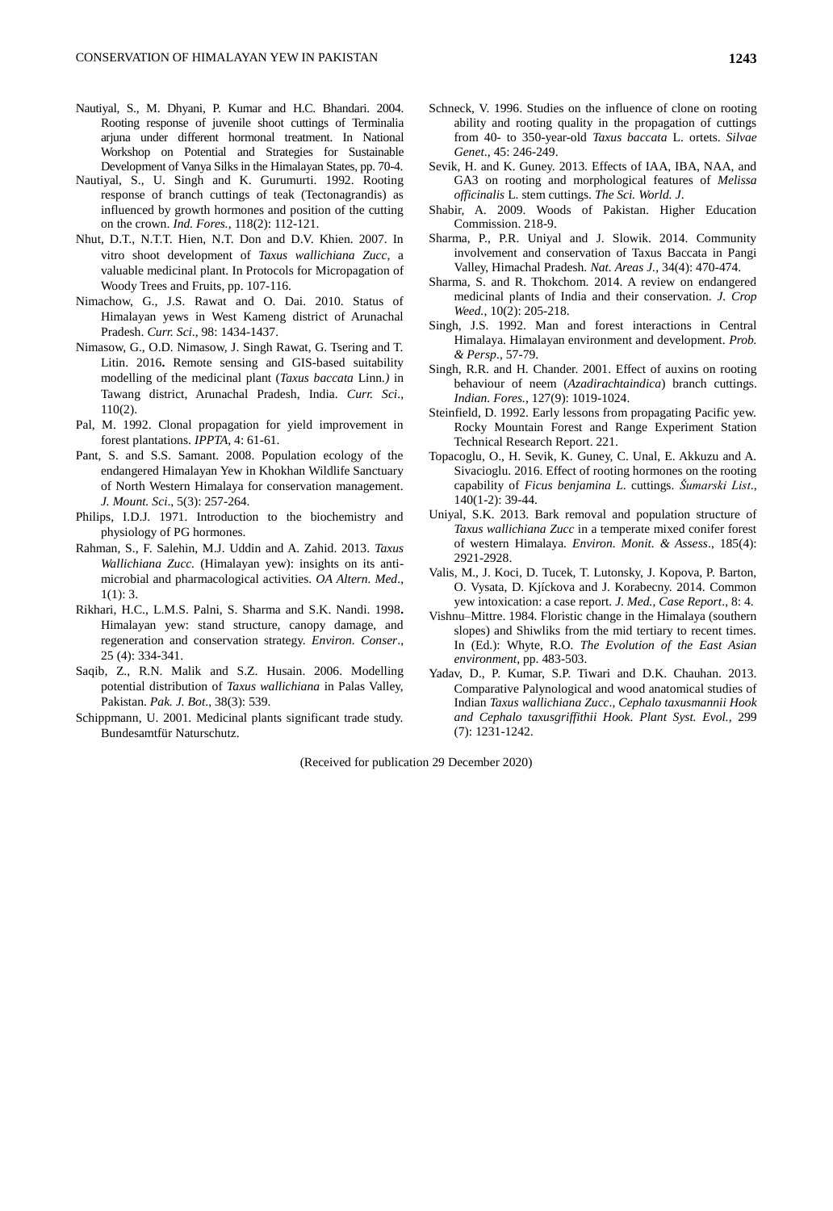Nautiyal, S., M. Dhyani, P. Kumar and H.C. Bhandari. 2004. Rooting response of juvenile shoot cuttings of Terminalia arjuna under different hormonal treatment. In National Workshop on Potential and Strategies for Sustainable Development of Vanya Silks in the Himalayan States, pp. 70-4.

Nautiyal, S., U. Singh and K. Gurumurti. 1992. Rooting response of branch cuttings of teak (Tectonagrandis) as influenced by growth hormones and position of the cutting on the crown. *Ind. Fores.*, 118(2): 112-121.

Nhut, D.T., N.T.T. Hien, N.T. Don and D.V. Khien. 2007. In vitro shoot development of *Taxus wallichiana Zucc*, a valuable medicinal plant. In Protocols for Micropagation of Woody Trees and Fruits, pp. 107-116.

Nimachow, G., J.S. Rawat and O. Dai. 2010. Status of Himalayan yews in West Kameng district of Arunachal Pradesh. *Curr. Sci.*, 98: 1434-1437.

Nimasow, G., O.D. Nimasow, J. Singh Rawat, G. Tsering and T. Litin. 2016**.** Remote sensing and GIS-based suitability modelling of the medicinal plant (*Taxus baccata* Linn.*)* in Tawang district, Arunachal Pradesh, India. *Curr. Sci.*, 110(2).

Pal, M. 1992. Clonal propagation for yield improvement in forest plantations. *IPPTA*, 4: 61-61.

Pant, S. and S.S. Samant. 2008. Population ecology of the endangered Himalayan Yew in Khokhan Wildlife Sanctuary of North Western Himalaya for conservation management. *J. Mount. Sci*., 5(3): 257-264.

Philips, I.D.J. 1971. Introduction to the biochemistry and physiology of PG hormones.

Rahman, S., F. Salehin, M.J. Uddin and A. Zahid. 2013. *Taxus Wallichiana Zucc.* (Himalayan yew): insights on its anti-microbial and pharmacological activities. *OA Altern. Med*., 1(1): 3.

Rikhari, H.C., L.M.S. Palni, S. Sharma and S.K. Nandi. 1998**.** Himalayan yew: stand structure, canopy damage, and regeneration and conservation strategy. *Environ. Conser*., 25 (4): 334-341.

Saqib, Z., R.N. Malik and S.Z. Husain. 2006. Modelling potential distribution of *Taxus wallichiana* in Palas Valley, Pakistan. *Pak. J. Bot*., 38(3): 539.

Schippmann, U. 2001. Medicinal plants significant trade study. Bundesamtfür Naturschutz.

Schneck, V. 1996. Studies on the influence of clone on rooting ability and rooting quality in the propagation of cuttings from 40- to 350-year-old *Taxus baccata* L. ortets. *Silvae Genet*., 45: 246-249.

Sevik, H. and K. Guney. 2013. Effects of IAA, IBA, NAA, and GA3 on rooting and morphological features of *Melissa officinalis* L. stem cuttings. *The Sci. World. J*.

Shabir, A. 2009. Woods of Pakistan. Higher Education Commission. 218-9.

Sharma, P., P.R. Uniyal and J. Slowik. 2014. Community involvement and conservation of Taxus Baccata in Pangi Valley, Himachal Pradesh. *Nat. Areas J.*, 34(4): 470-474.

Sharma, S. and R. Thokchom. 2014. A review on endangered medicinal plants of India and their conservation. *J. Crop Weed.*, 10(2): 205-218.

Singh, J.S. 1992. Man and forest interactions in Central Himalaya. Himalayan environment and development. *Prob. & Persp*., 57-79.

Singh, R.R. and H. Chander. 2001. Effect of auxins on rooting behaviour of neem (*Azadirachtaindica*) branch cuttings. *Indian. Fores.*, 127(9): 1019-1024.

Steinfield, D. 1992. Early lessons from propagating Pacific yew. Rocky Mountain Forest and Range Experiment Station Technical Research Report. 221.

Topacoglu, O., H. Sevik, K. Guney, C. Unal, E. Akkuzu and A. Sivacioglu. 2016. Effect of rooting hormones on the rooting capability of *Ficus benjamina L.* cuttings. *Šumarski List.*, 140(1-2): 39-44.

Uniyal, S.K. 2013. Bark removal and population structure of *Taxus wallichiana Zucc* in a temperate mixed conifer forest of western Himalaya. *Environ. Monit. & Assess*., 185(4): 2921-2928.

Valis, M., J. Koci, D. Tucek, T. Lutonsky, J. Kopova, P. Barton, O. Vysata, D. Kjíckova and J. Korabecny. 2014. Common yew intoxication: a case report. *J. Med., Case Report*., 8: 4.

Vishnu–Mittre. 1984. Floristic change in the Himalaya (southern slopes) and Shiwliks from the mid tertiary to recent times. In (Ed.): Whyte, R.O. *The Evolution of the East Asian environment*, pp. 483-503.

Yadav, D., P. Kumar, S.P. Tiwari and D.K. Chauhan. 2013. Comparative Palynological and wood anatomical studies of Indian *Taxus wallichiana Zucc*., *Cephalo taxusmannii Hook and Cephalo taxusgriffithii Hook*. *Plant Syst. Evol.*, 299 (7): 1231-1242.

(Received for publication 29 December 2020)